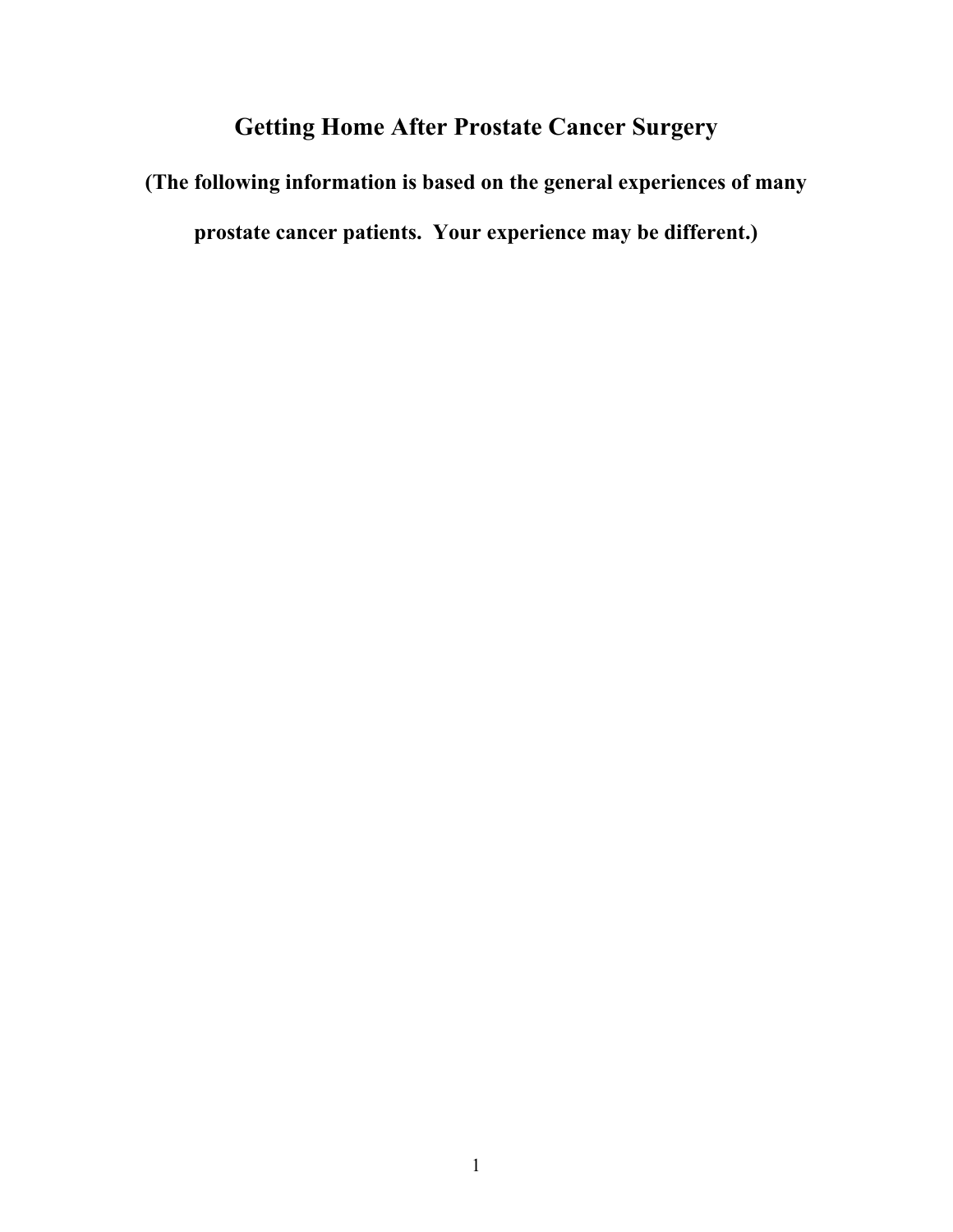# Getting Home After Prostate Cancer Surgery

**(The following information is based on the general experiences of many prostate cancer patients.  Your experience may be different.)**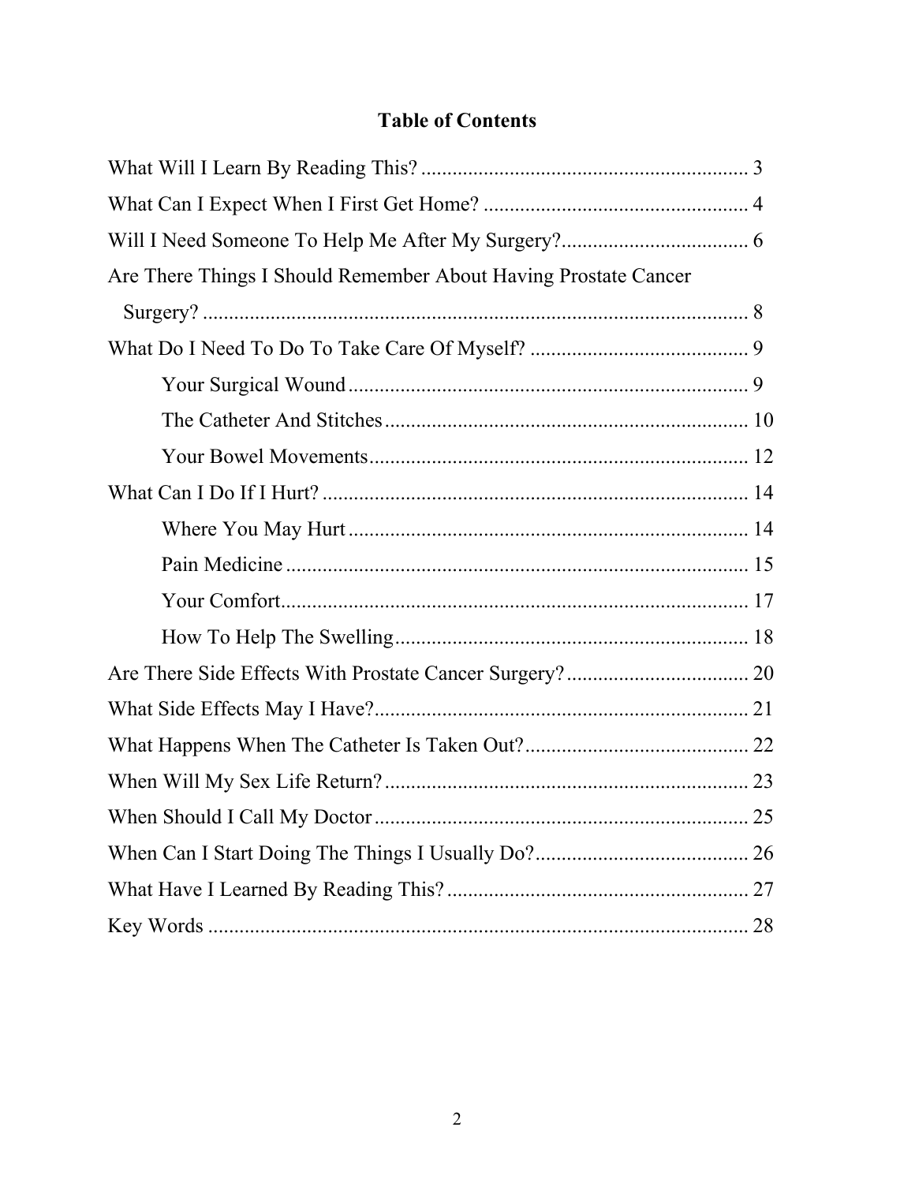# Table of Contents

What Will I Learn By Reading This? .............................................................. 3

What Can I Expect When I First Get Home? ................................................... 4

Will I Need Someone To Help Me After My Surgery?.................................... 6

Are There Things I Should Remember About Having Prostate Cancer Surgery? ......................................................................................................... 8

What Do I Need To Do To Take Care Of Myself? .......................................... 9

- Your Surgical Wound ............................................................................. 9
- The Catheter And Stitches ...................................................................... 10
- Your Bowel Movements......................................................................... 12

What Can I Do If I Hurt? ................................................................................. 14

- Where You May Hurt ............................................................................. 14
- Pain Medicine ......................................................................................... 15
- Your Comfort.......................................................................................... 17
- How To Help The Swelling.................................................................... 18

Are There Side Effects With Prostate Cancer Surgery?................................... 20

What Side Effects May I Have?....................................................................... 21

What Happens When The Catheter Is Taken Out?........................................... 22

When Will My Sex Life Return?..................................................................... 23

When Should I Call My Doctor ....................................................................... 25

When Can I Start Doing The Things I Usually Do?......................................... 26

What Have I Learned By Reading This? .......................................................... 27

Key Words ........................................................................................................ 28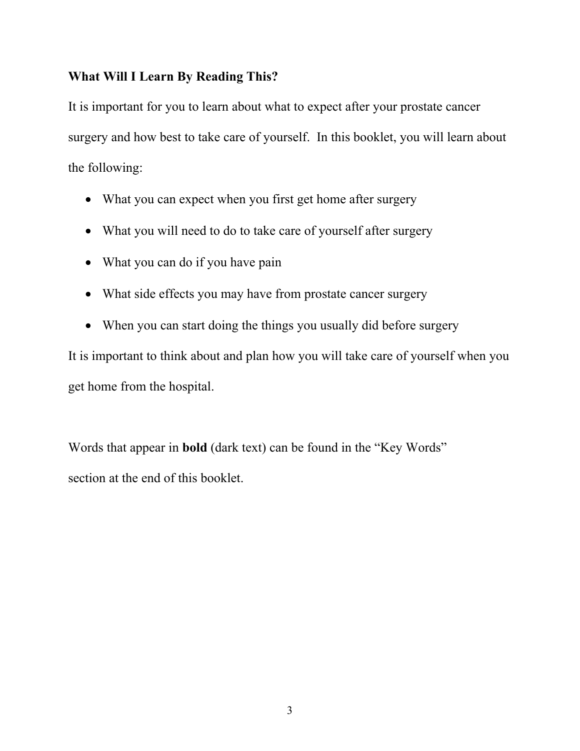## What Will I Learn By Reading This?

It is important for you to learn about what to expect after your prostate cancer surgery and how best to take care of yourself. In this booklet, you will learn about the following:

- What you can expect when you first get home after surgery
- What you will need to do to take care of yourself after surgery
- What you can do if you have pain
- What side effects you may have from prostate cancer surgery
- When you can start doing the things you usually did before surgery

It is important to think about and plan how you will take care of yourself when you get home from the hospital.

Words that appear in **bold** (dark text) can be found in the "Key Words" section at the end of this booklet.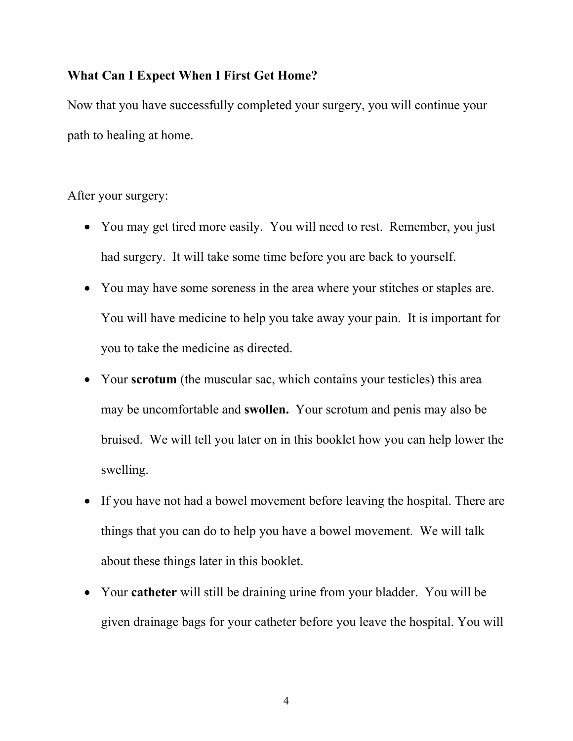**What Can I Expect When I First Get Home?**

Now that you have successfully completed your surgery, you will continue your path to healing at home.

After your surgery:

- You may get tired more easily. You will need to rest. Remember, you just had surgery. It will take some time before you are back to yourself.
- You may have some soreness in the area where your stitches or staples are. You will have medicine to help you take away your pain. It is important for you to take the medicine as directed.
- Your **scrotum** (the muscular sac, which contains your testicles) this area may be uncomfortable and **swollen.** Your scrotum and penis may also be bruised. We will tell you later on in this booklet how you can help lower the swelling.
- If you have not had a bowel movement before leaving the hospital. There are things that you can do to help you have a bowel movement. We will talk about these things later in this booklet.
- Your **catheter** will still be draining urine from your bladder. You will be given drainage bags for your catheter before you leave the hospital. You will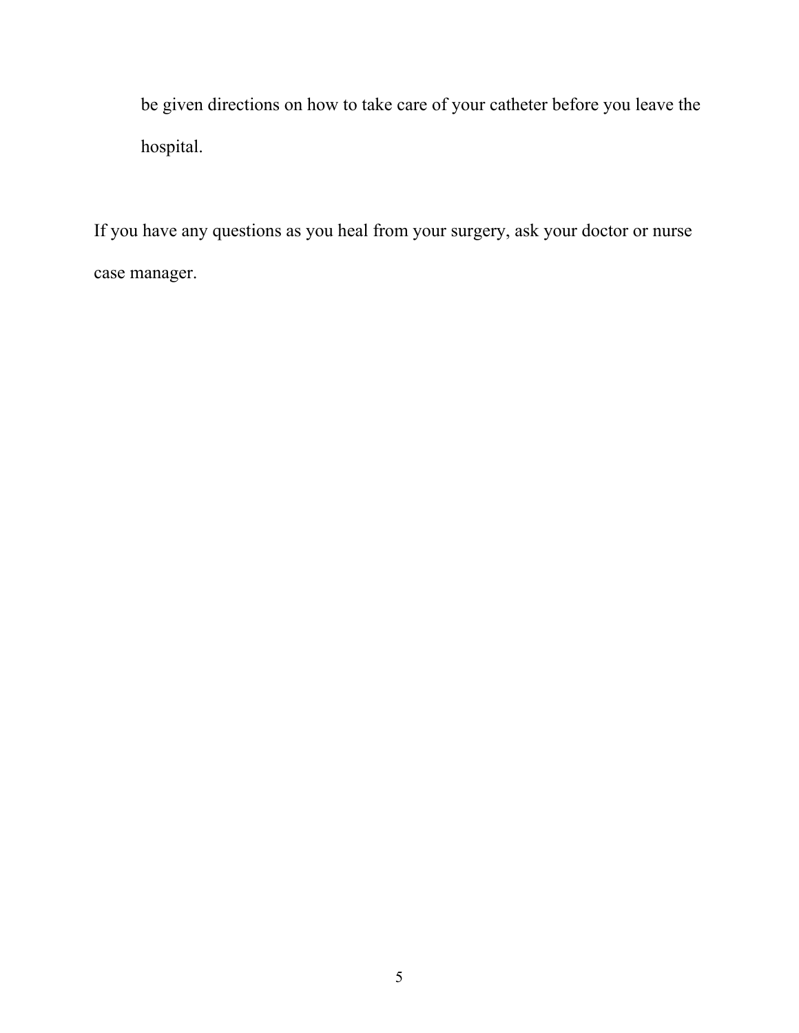be given directions on how to take care of your catheter before you leave the hospital.

If you have any questions as you heal from your surgery, ask your doctor or nurse case manager.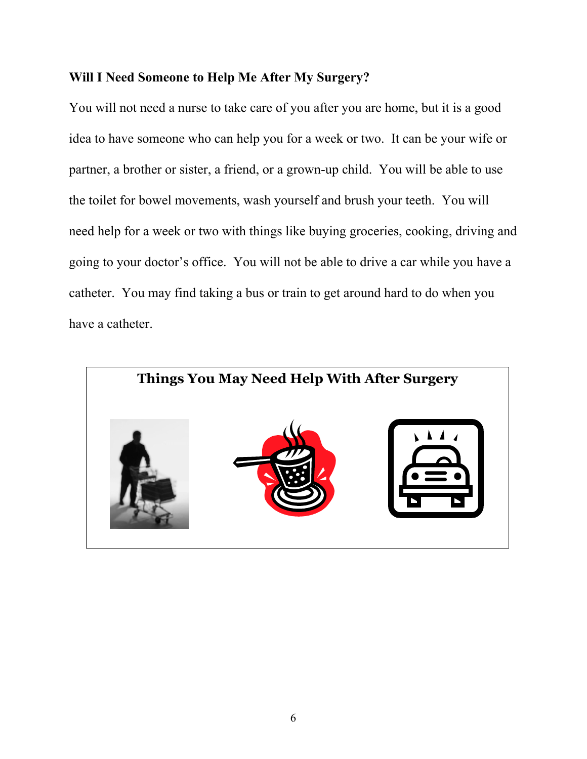**Will I Need Someone to Help Me After My Surgery?**

You will not need a nurse to take care of you after you are home, but it is a good idea to have someone who can help you for a week or two. It can be your wife or partner, a brother or sister, a friend, or a grown-up child. You will be able to use the toilet for bowel movements, wash yourself and brush your teeth. You will need help for a week or two with things like buying groceries, cooking, driving and going to your doctor's office. You will not be able to drive a car while you have a catheter. You may find taking a bus or train to get around hard to do when you have a catheter.

**Things You May Need Help With After Surgery**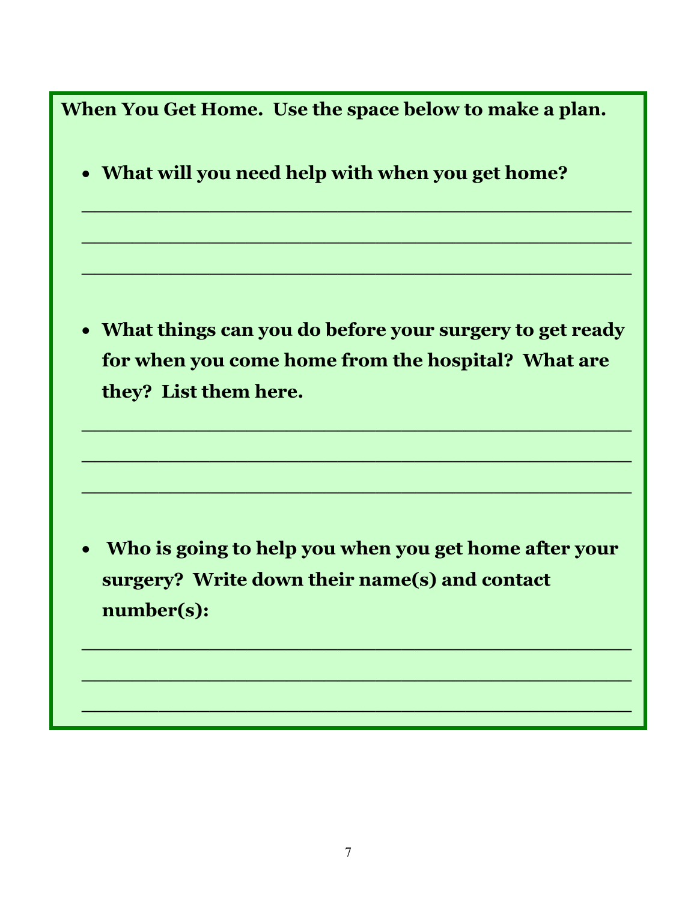**When You Get Home. Use the space below to make a plan.**

- **What will you need help with when you get home?**

______________________________________________

______________________________________________

______________________________________________

- **What things can you do before your surgery to get ready for when you come home from the hospital? What are they? List them here.**

______________________________________________

______________________________________________

______________________________________________

- **Who is going to help you when you get home after your surgery? Write down their name(s) and contact number(s):**

______________________________________________

______________________________________________

______________________________________________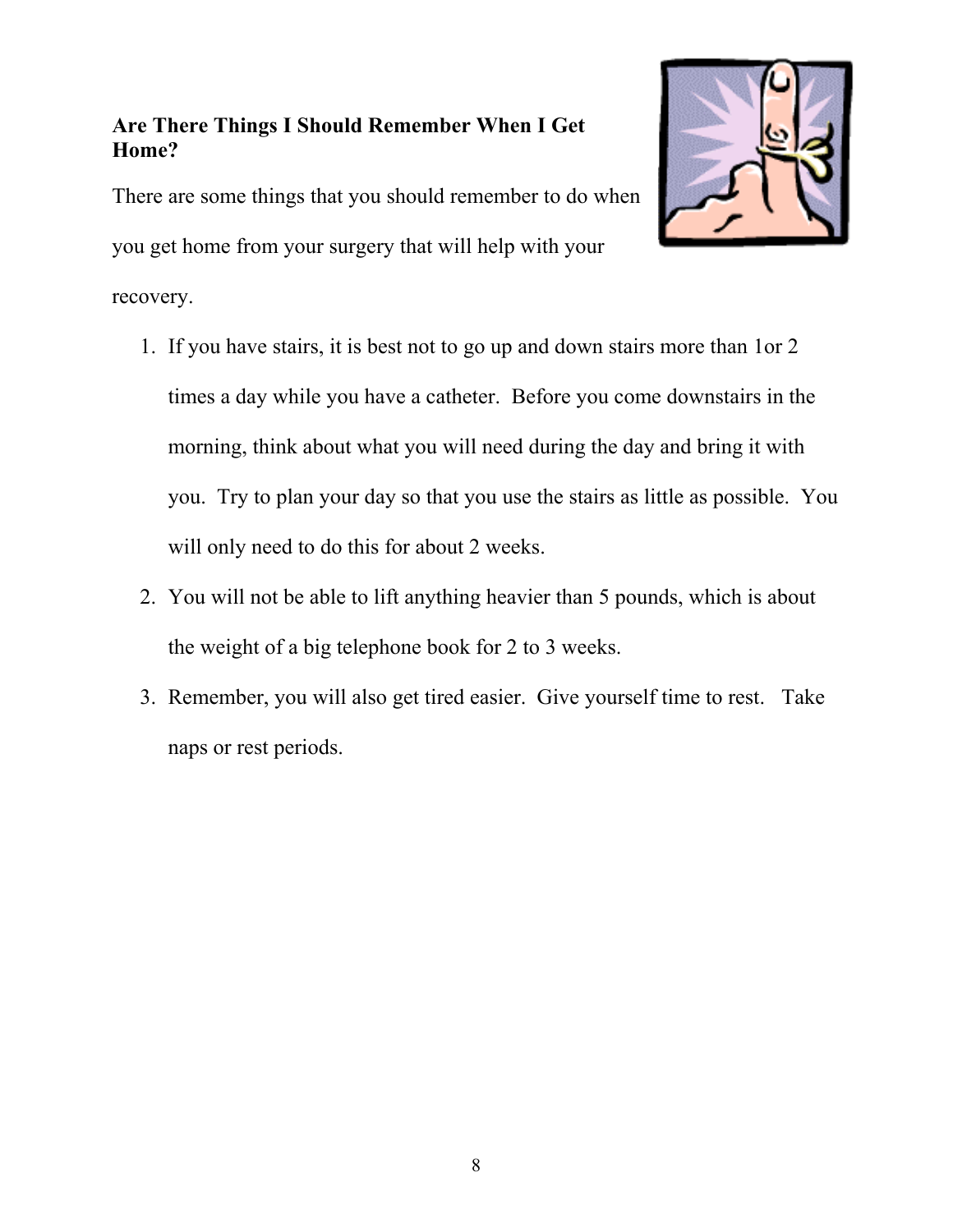## Are There Things I Should Remember When I Get Home?

There are some things that you should remember to do when you get home from your surgery that will help with your recovery.

1. If you have stairs, it is best not to go up and down stairs more than 1or 2 times a day while you have a catheter. Before you come downstairs in the morning, think about what you will need during the day and bring it with you. Try to plan your day so that you use the stairs as little as possible. You will only need to do this for about 2 weeks.
2. You will not be able to lift anything heavier than 5 pounds, which is about the weight of a big telephone book for 2 to 3 weeks.
3. Remember, you will also get tired easier. Give yourself time to rest. Take naps or rest periods.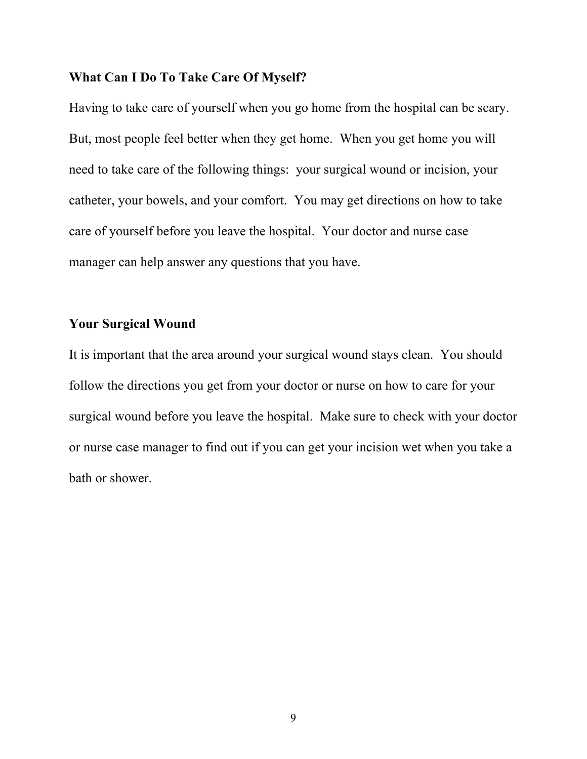## What Can I Do To Take Care Of Myself?

Having to take care of yourself when you go home from the hospital can be scary. But, most people feel better when they get home. When you get home you will need to take care of the following things: your surgical wound or incision, your catheter, your bowels, and your comfort. You may get directions on how to take care of yourself before you leave the hospital. Your doctor and nurse case manager can help answer any questions that you have.

## Your Surgical Wound

It is important that the area around your surgical wound stays clean. You should follow the directions you get from your doctor or nurse on how to care for your surgical wound before you leave the hospital. Make sure to check with your doctor or nurse case manager to find out if you can get your incision wet when you take a bath or shower.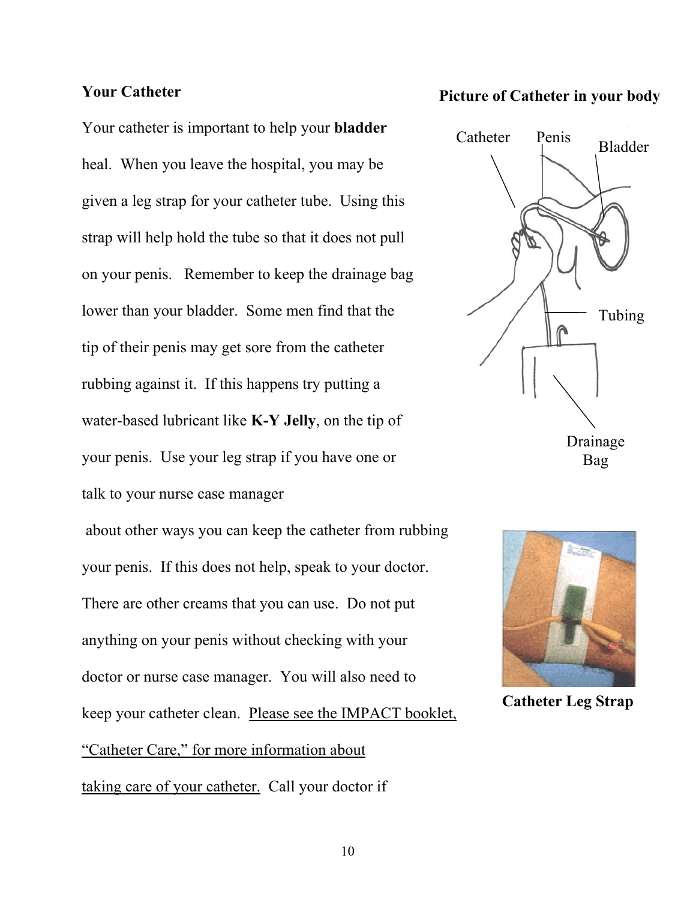## Your Catheter

Your catheter is important to help your **bladder** heal. When you leave the hospital, you may be given a leg strap for your catheter tube. Using this strap will help hold the tube so that it does not pull on your penis. Remember to keep the drainage bag lower than your bladder. Some men find that the tip of their penis may get sore from the catheter rubbing against it. If this happens try putting a water-based lubricant like **K-Y Jelly**, on the tip of your penis. Use your leg strap if you have one or talk to your nurse case manager about other ways you can keep the catheter from rubbing your penis. If this does not help, speak to your doctor. There are other creams that you can use. Do not put anything on your penis without checking with your doctor or nurse case manager. You will also need to keep your catheter clean. Please see the IMPACT booklet, "Catheter Care," for more information about taking care of your catheter. Call your doctor if

**Picture of Catheter in your body**

Catheter, Penis, Bladder, Tubing, Drainage Bag

**Catheter Leg Strap**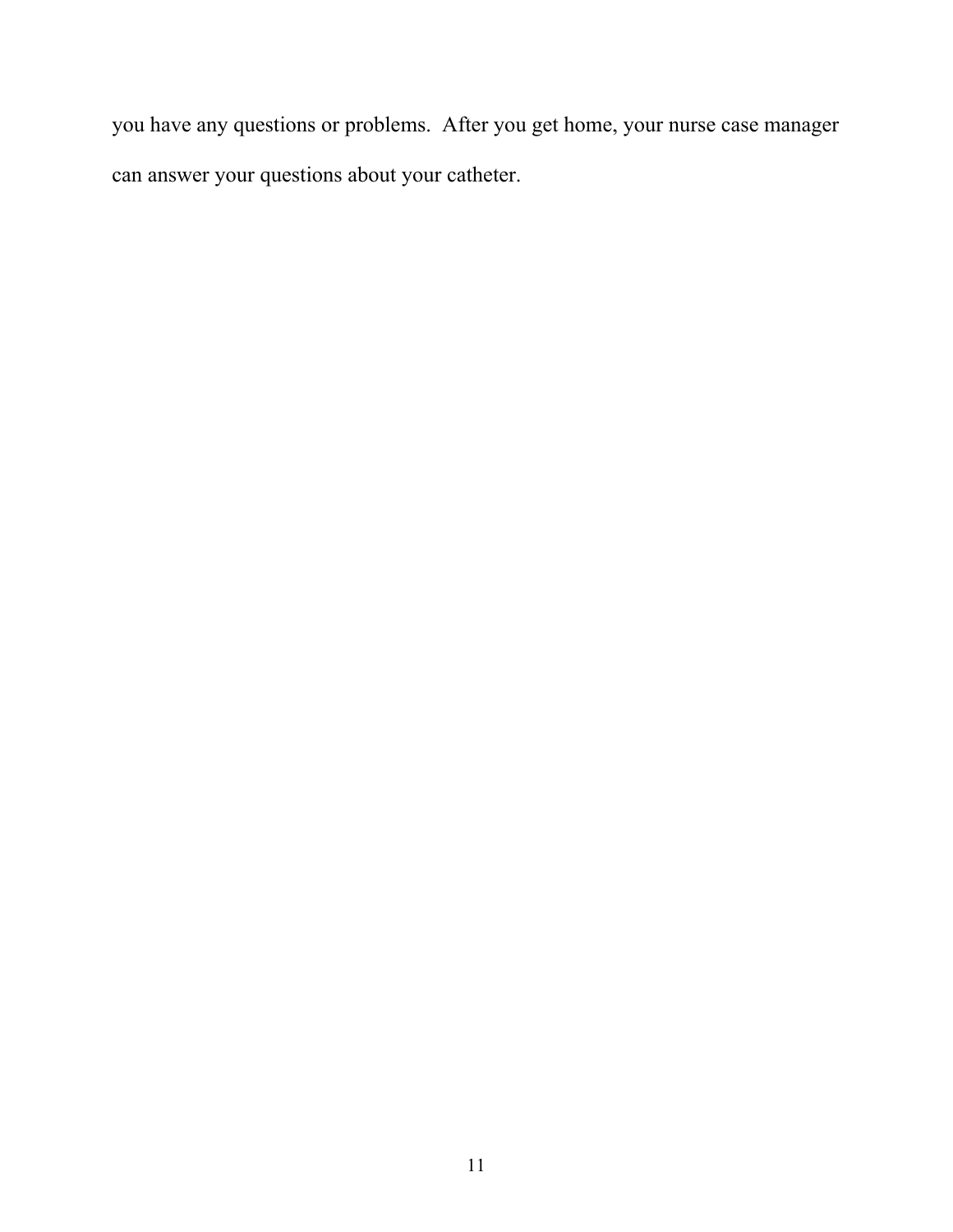you have any questions or problems.  After you get home, your nurse case manager can answer your questions about your catheter.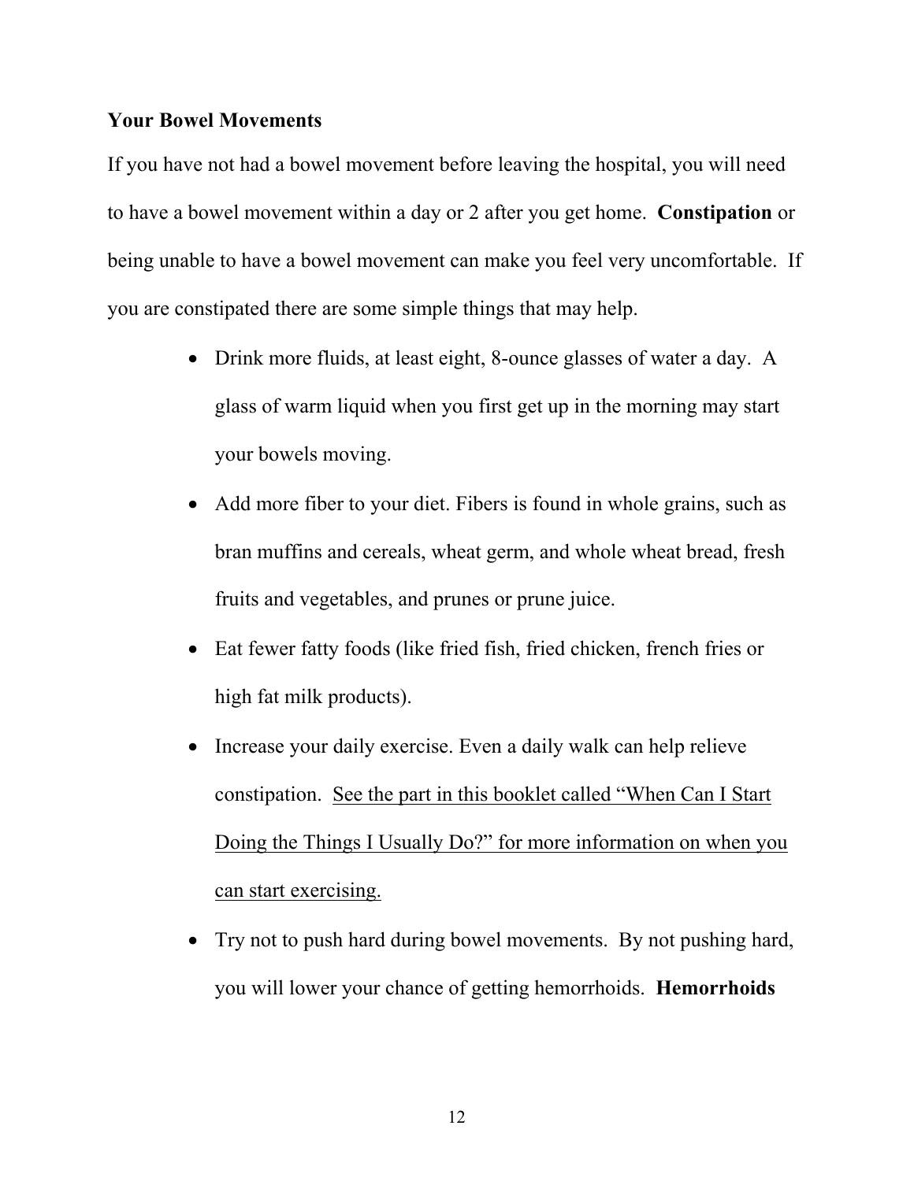**Your Bowel Movements**

If you have not had a bowel movement before leaving the hospital, you will need to have a bowel movement within a day or 2 after you get home. **Constipation** or being unable to have a bowel movement can make you feel very uncomfortable. If you are constipated there are some simple things that may help.

- Drink more fluids, at least eight, 8-ounce glasses of water a day. A glass of warm liquid when you first get up in the morning may start your bowels moving.
- Add more fiber to your diet. Fibers is found in whole grains, such as bran muffins and cereals, wheat germ, and whole wheat bread, fresh fruits and vegetables, and prunes or prune juice.
- Eat fewer fatty foods (like fried fish, fried chicken, french fries or high fat milk products).
- Increase your daily exercise. Even a daily walk can help relieve constipation. <u>See the part in this booklet called "When Can I Start Doing the Things I Usually Do?" for more information on when you can start exercising.</u>
- Try not to push hard during bowel movements. By not pushing hard, you will lower your chance of getting hemorrhoids. **Hemorrhoids**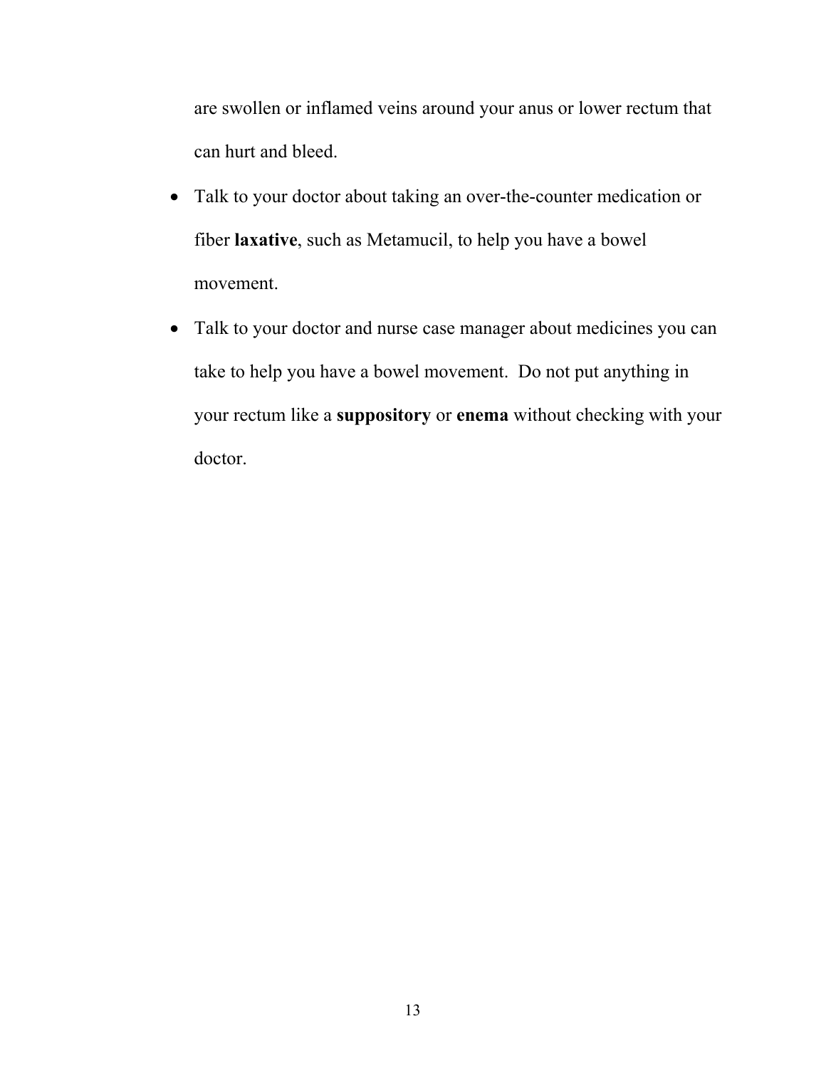are swollen or inflamed veins around your anus or lower rectum that can hurt and bleed.

- Talk to your doctor about taking an over-the-counter medication or fiber **laxative**, such as Metamucil, to help you have a bowel movement.
- Talk to your doctor and nurse case manager about medicines you can take to help you have a bowel movement. Do not put anything in your rectum like a **suppository** or **enema** without checking with your doctor.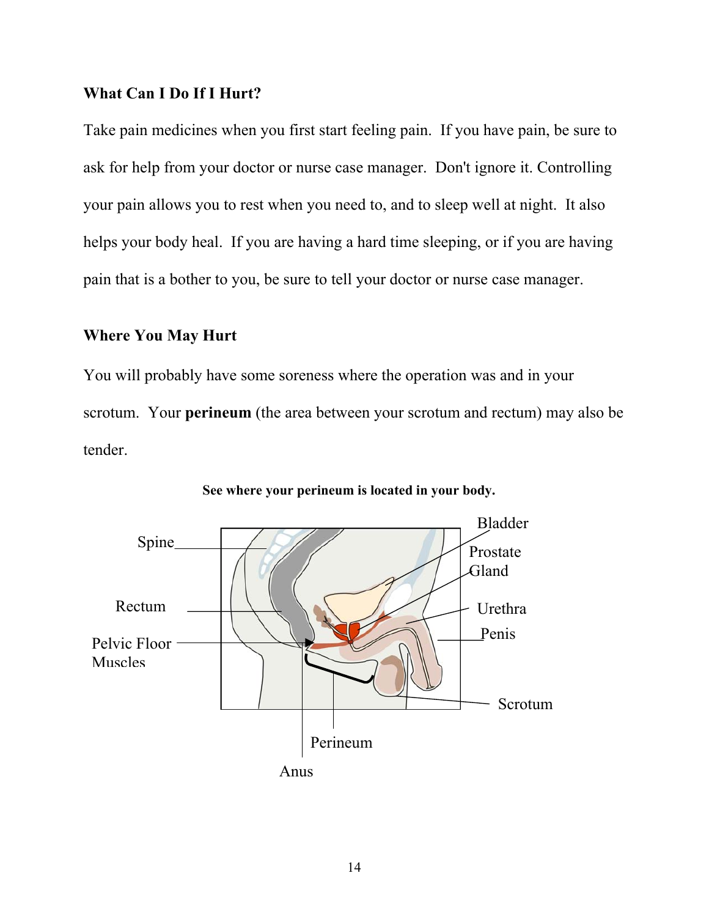**What Can I Do If I Hurt?**

Take pain medicines when you first start feeling pain. If you have pain, be sure to ask for help from your doctor or nurse case manager. Don't ignore it. Controlling your pain allows you to rest when you need to, and to sleep well at night. It also helps your body heal. If you are having a hard time sleeping, or if you are having pain that is a bother to you, be sure to tell your doctor or nurse case manager.

**Where You May Hurt**

You will probably have some soreness where the operation was and in your scrotum. Your **perineum** (the area between your scrotum and rectum) may also be tender.

**See where your perineum is located in your body.**

Spine

Rectum

Pelvic Floor Muscles

Bladder

Prostate Gland

Urethra

Penis

Scrotum

Perineum

Anus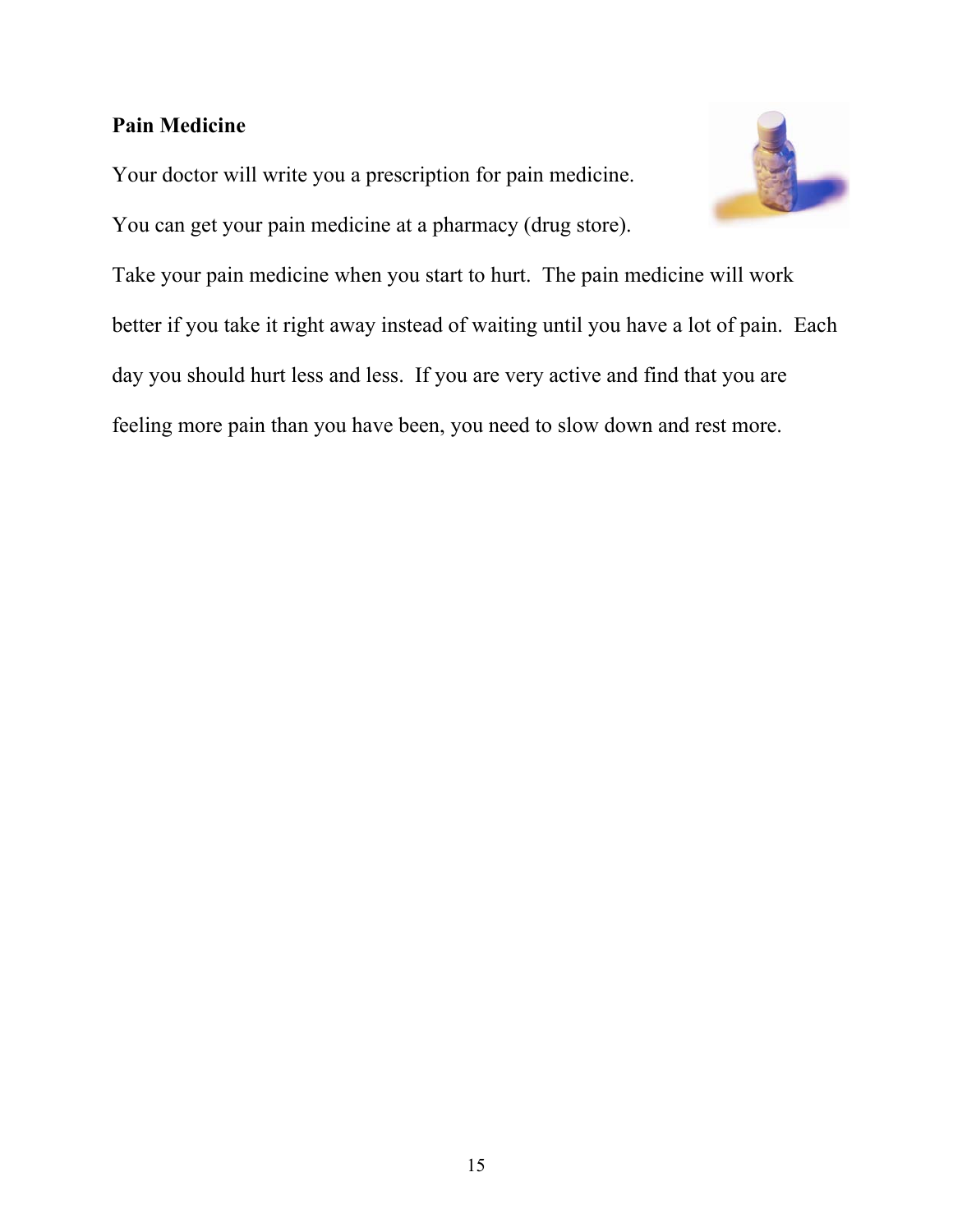**Pain Medicine**

Your doctor will write you a prescription for pain medicine.

You can get your pain medicine at a pharmacy (drug store).

Take your pain medicine when you start to hurt. The pain medicine will work better if you take it right away instead of waiting until you have a lot of pain. Each day you should hurt less and less. If you are very active and find that you are feeling more pain than you have been, you need to slow down and rest more.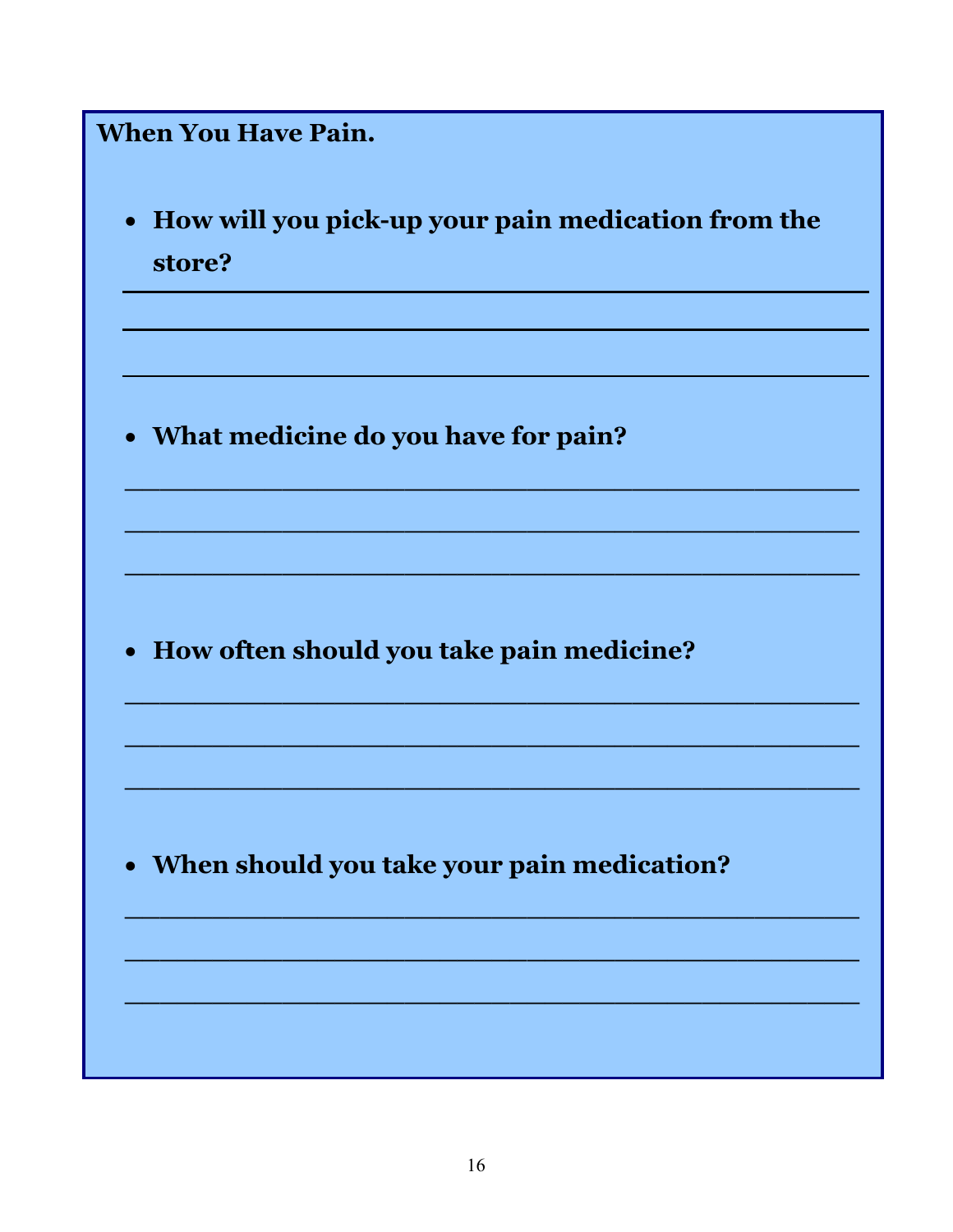**When You Have Pain.**

- **How will you pick-up your pain medication from the store?**

\_\_\_\_\_\_\_\_\_\_\_\_\_\_\_\_\_\_\_\_\_\_\_\_\_\_\_\_\_\_\_\_\_\_\_\_\_\_\_\_

\_\_\_\_\_\_\_\_\_\_\_\_\_\_\_\_\_\_\_\_\_\_\_\_\_\_\_\_\_\_\_\_\_\_\_\_\_\_\_\_

\_\_\_\_\_\_\_\_\_\_\_\_\_\_\_\_\_\_\_\_\_\_\_\_\_\_\_\_\_\_\_\_\_\_\_\_\_\_\_\_

- **What medicine do you have for pain?**

\_\_\_\_\_\_\_\_\_\_\_\_\_\_\_\_\_\_\_\_\_\_\_\_\_\_\_\_\_\_\_\_\_\_\_\_\_\_\_\_

\_\_\_\_\_\_\_\_\_\_\_\_\_\_\_\_\_\_\_\_\_\_\_\_\_\_\_\_\_\_\_\_\_\_\_\_\_\_\_\_

\_\_\_\_\_\_\_\_\_\_\_\_\_\_\_\_\_\_\_\_\_\_\_\_\_\_\_\_\_\_\_\_\_\_\_\_\_\_\_\_

- **How often should you take pain medicine?**

\_\_\_\_\_\_\_\_\_\_\_\_\_\_\_\_\_\_\_\_\_\_\_\_\_\_\_\_\_\_\_\_\_\_\_\_\_\_\_\_

\_\_\_\_\_\_\_\_\_\_\_\_\_\_\_\_\_\_\_\_\_\_\_\_\_\_\_\_\_\_\_\_\_\_\_\_\_\_\_\_

\_\_\_\_\_\_\_\_\_\_\_\_\_\_\_\_\_\_\_\_\_\_\_\_\_\_\_\_\_\_\_\_\_\_\_\_\_\_\_\_

- **When should you take your pain medication?**

\_\_\_\_\_\_\_\_\_\_\_\_\_\_\_\_\_\_\_\_\_\_\_\_\_\_\_\_\_\_\_\_\_\_\_\_\_\_\_\_

\_\_\_\_\_\_\_\_\_\_\_\_\_\_\_\_\_\_\_\_\_\_\_\_\_\_\_\_\_\_\_\_\_\_\_\_\_\_\_\_

\_\_\_\_\_\_\_\_\_\_\_\_\_\_\_\_\_\_\_\_\_\_\_\_\_\_\_\_\_\_\_\_\_\_\_\_\_\_\_\_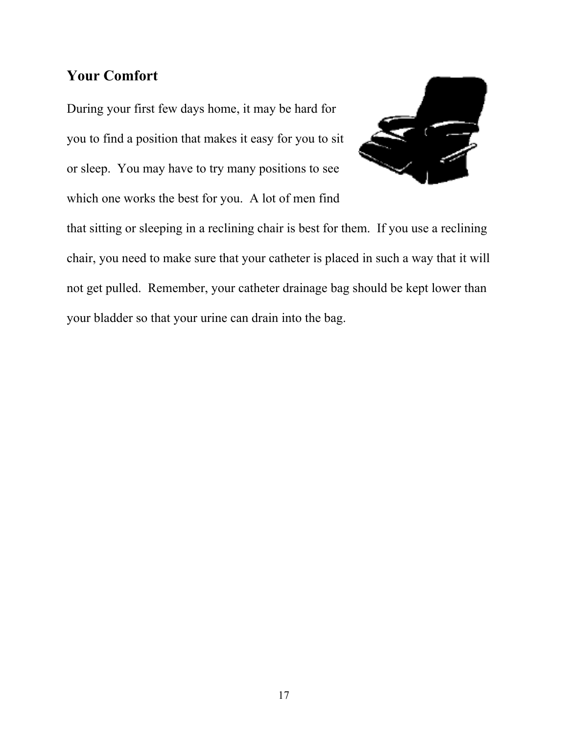## Your Comfort

During your first few days home, it may be hard for you to find a position that makes it easy for you to sit or sleep. You may have to try many positions to see which one works the best for you. A lot of men find that sitting or sleeping in a reclining chair is best for them. If you use a reclining chair, you need to make sure that your catheter is placed in such a way that it will not get pulled. Remember, your catheter drainage bag should be kept lower than your bladder so that your urine can drain into the bag.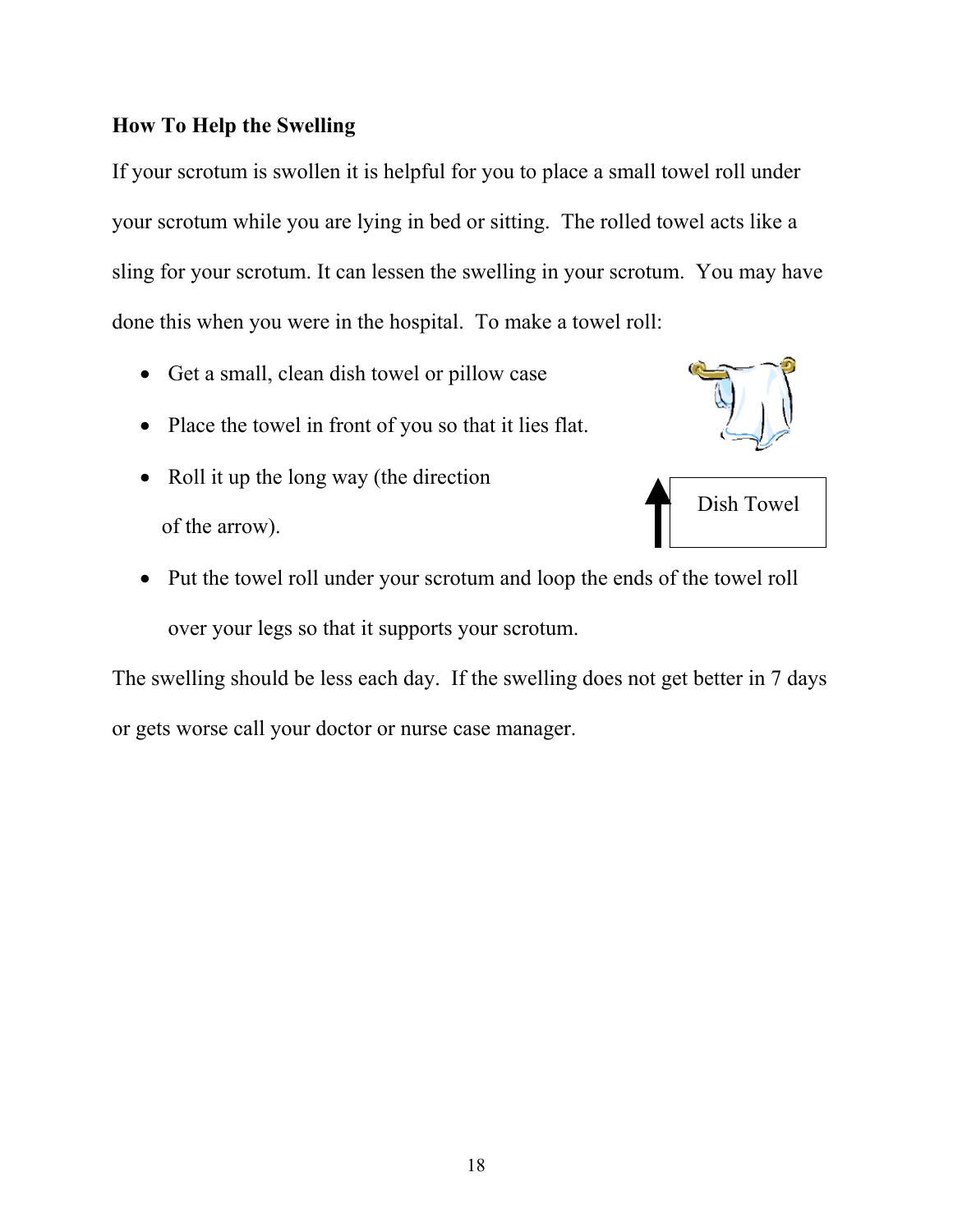**How To Help the Swelling**

If your scrotum is swollen it is helpful for you to place a small towel roll under your scrotum while you are lying in bed or sitting. The rolled towel acts like a sling for your scrotum. It can lessen the swelling in your scrotum. You may have done this when you were in the hospital. To make a towel roll:

- Get a small, clean dish towel or pillow case
- Place the towel in front of you so that it lies flat.
- Roll it up the long way (the direction of the arrow).

Dish Towel

- Put the towel roll under your scrotum and loop the ends of the towel roll over your legs so that it supports your scrotum.

The swelling should be less each day. If the swelling does not get better in 7 days or gets worse call your doctor or nurse case manager.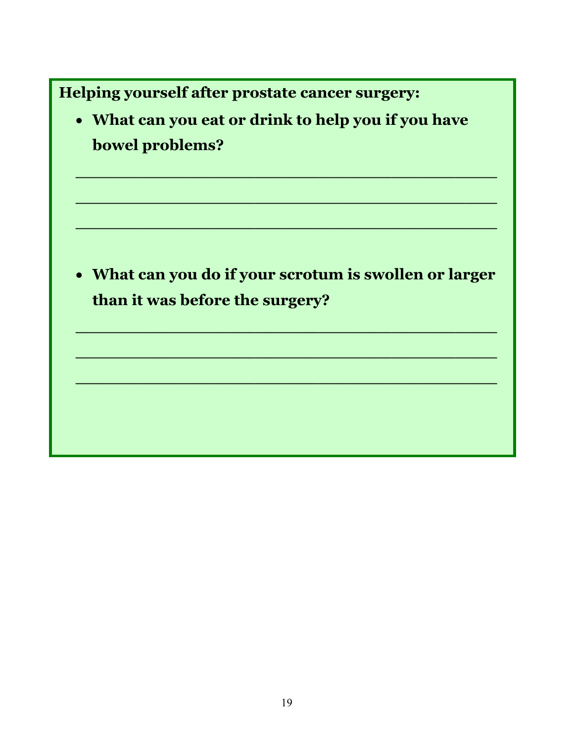**Helping yourself after prostate cancer surgery:**

- **What can you eat or drink to help you if you have bowel problems?**

_______________________________________________

_______________________________________________

_______________________________________________

- **What can you do if your scrotum is swollen or larger than it was before the surgery?**

_______________________________________________

_______________________________________________

_______________________________________________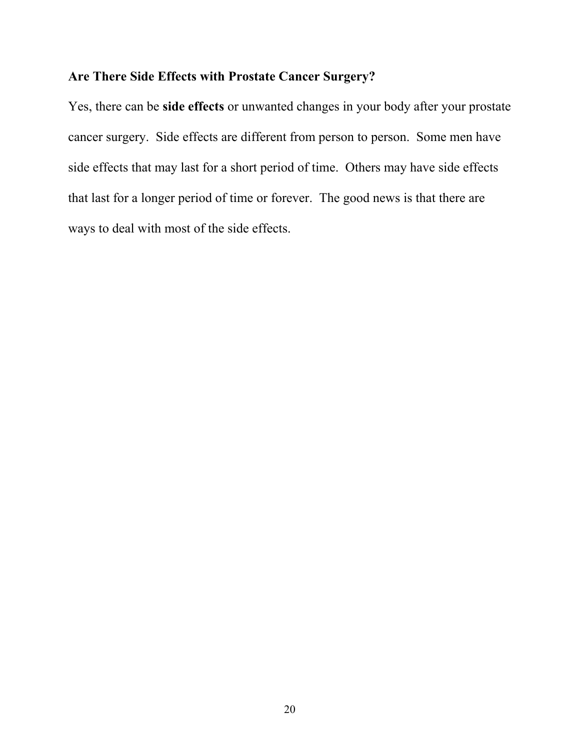## Are There Side Effects with Prostate Cancer Surgery?

Yes, there can be **side effects** or unwanted changes in your body after your prostate cancer surgery. Side effects are different from person to person. Some men have side effects that may last for a short period of time. Others may have side effects that last for a longer period of time or forever. The good news is that there are ways to deal with most of the side effects.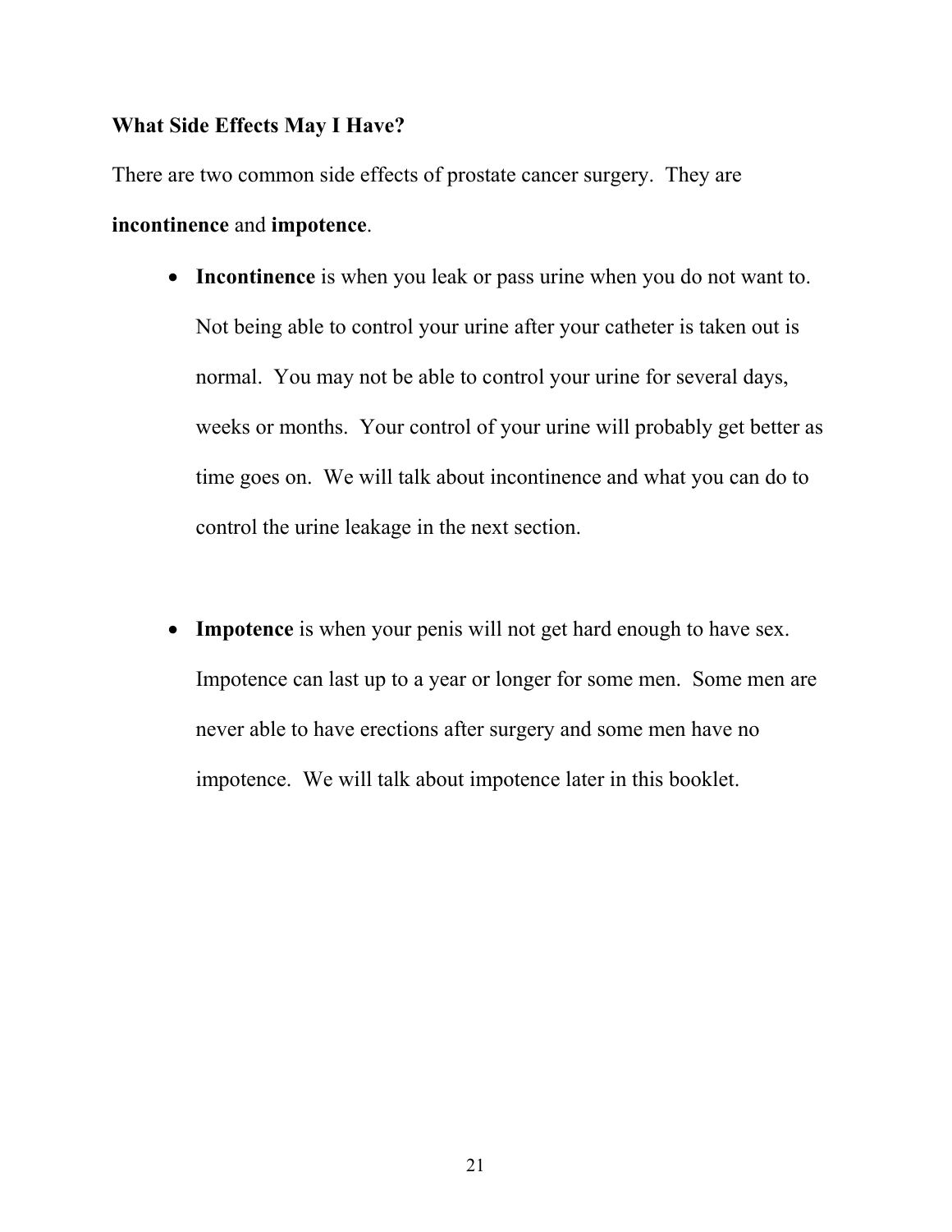**What Side Effects May I Have?**

There are two common side effects of prostate cancer surgery. They are **incontinence** and **impotence**.

- **Incontinence** is when you leak or pass urine when you do not want to. Not being able to control your urine after your catheter is taken out is normal. You may not be able to control your urine for several days, weeks or months. Your control of your urine will probably get better as time goes on. We will talk about incontinence and what you can do to control the urine leakage in the next section.

- **Impotence** is when your penis will not get hard enough to have sex. Impotence can last up to a year or longer for some men. Some men are never able to have erections after surgery and some men have no impotence. We will talk about impotence later in this booklet.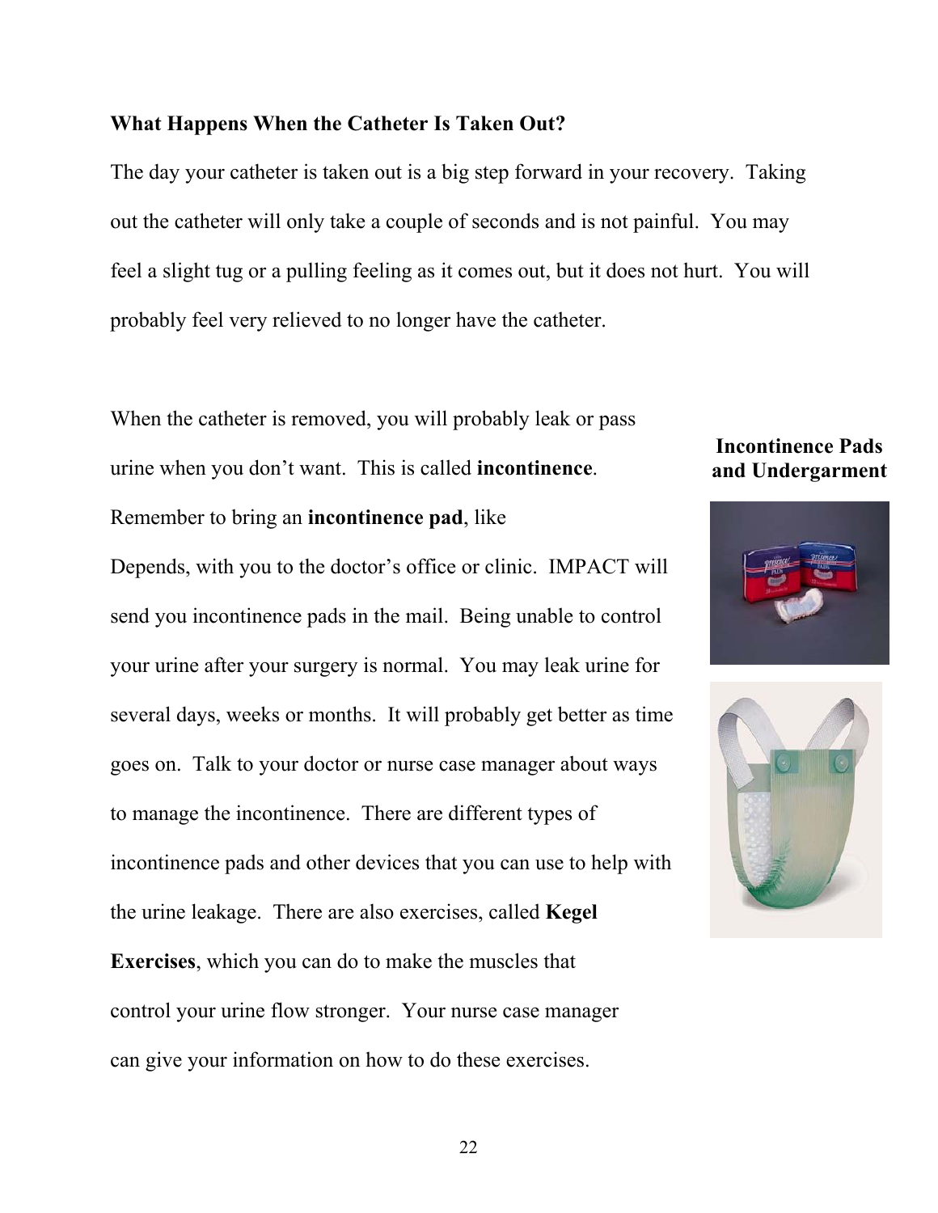### What Happens When the Catheter Is Taken Out?

The day your catheter is taken out is a big step forward in your recovery. Taking out the catheter will only take a couple of seconds and is not painful. You may feel a slight tug or a pulling feeling as it comes out, but it does not hurt. You will probably feel very relieved to no longer have the catheter.

When the catheter is removed, you will probably leak or pass urine when you don't want. This is called **incontinence**. Remember to bring an **incontinence pad**, like Depends, with you to the doctor's office or clinic. IMPACT will send you incontinence pads in the mail. Being unable to control your urine after your surgery is normal. You may leak urine for several days, weeks or months. It will probably get better as time goes on. Talk to your doctor or nurse case manager about ways to manage the incontinence. There are different types of incontinence pads and other devices that you can use to help with the urine leakage. There are also exercises, called **Kegel Exercises**, which you can do to make the muscles that control your urine flow stronger. Your nurse case manager can give your information on how to do these exercises.

**Incontinence Pads and Undergarment**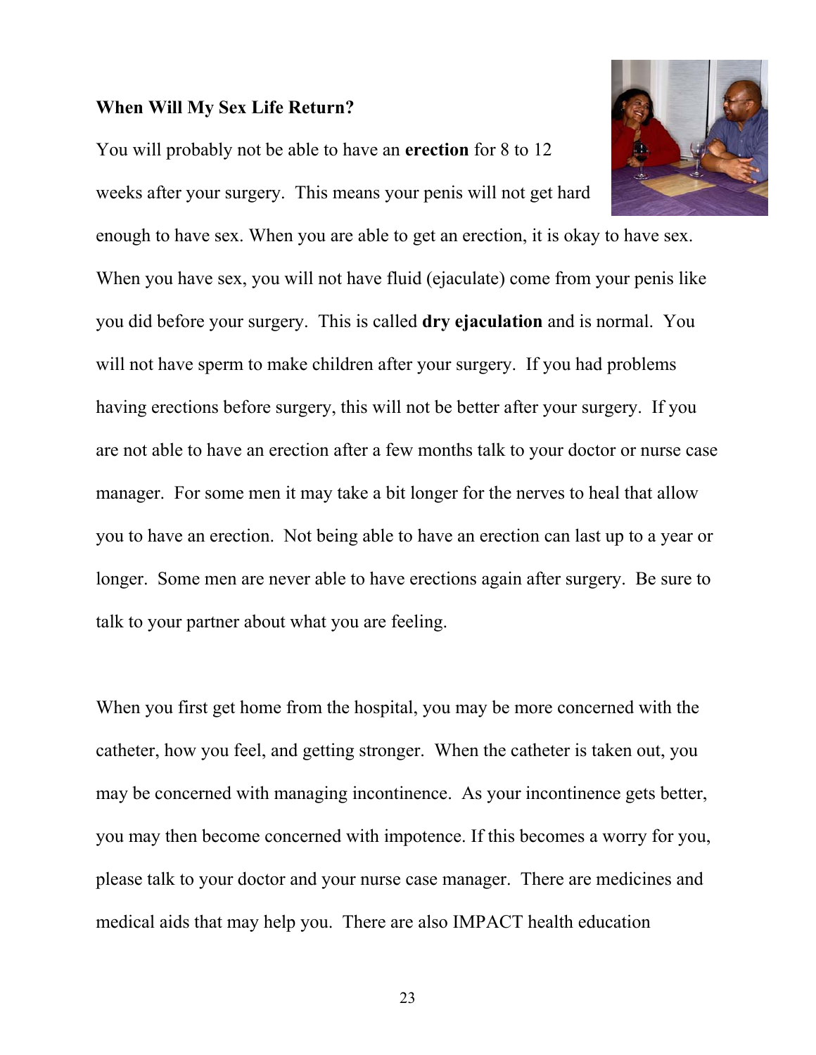**When Will My Sex Life Return?**

You will probably not be able to have an **erection** for 8 to 12 weeks after your surgery. This means your penis will not get hard enough to have sex. When you are able to get an erection, it is okay to have sex. When you have sex, you will not have fluid (ejaculate) come from your penis like you did before your surgery. This is called **dry ejaculation** and is normal. You will not have sperm to make children after your surgery. If you had problems having erections before surgery, this will not be better after your surgery. If you are not able to have an erection after a few months talk to your doctor or nurse case manager. For some men it may take a bit longer for the nerves to heal that allow you to have an erection. Not being able to have an erection can last up to a year or longer. Some men are never able to have erections again after surgery. Be sure to talk to your partner about what you are feeling.

When you first get home from the hospital, you may be more concerned with the catheter, how you feel, and getting stronger. When the catheter is taken out, you may be concerned with managing incontinence. As your incontinence gets better, you may then become concerned with impotence. If this becomes a worry for you, please talk to your doctor and your nurse case manager. There are medicines and medical aids that may help you. There are also IMPACT health education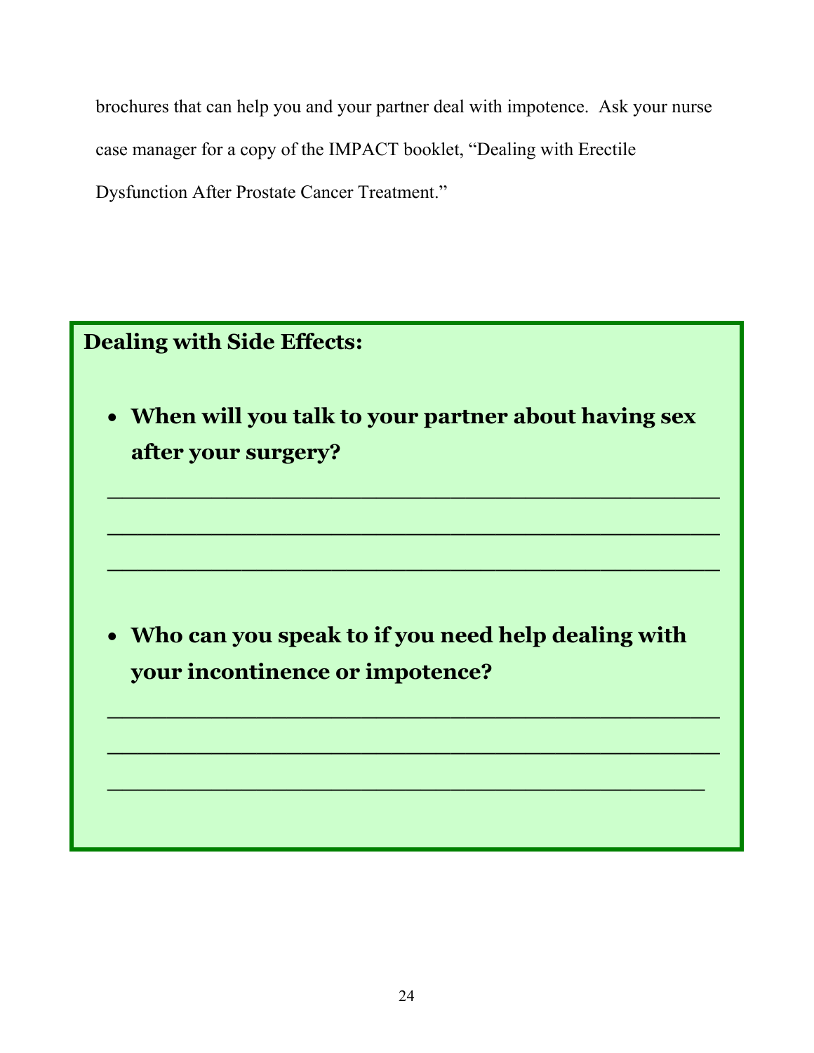brochures that can help you and your partner deal with impotence. Ask your nurse case manager for a copy of the IMPACT booklet, "Dealing with Erectile Dysfunction After Prostate Cancer Treatment."

**Dealing with Side Effects:**

- **When will you talk to your partner about having sex after your surgery?**

_______________________________________________

_______________________________________________

_______________________________________________

- **Who can you speak to if you need help dealing with your incontinence or impotence?**

_______________________________________________

_______________________________________________

_______________________________________________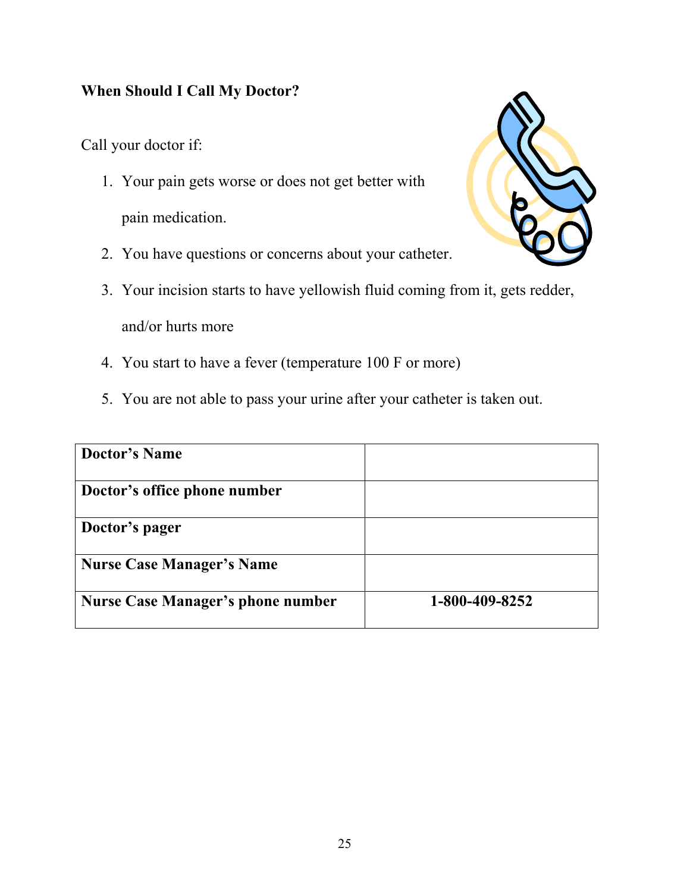## When Should I Call My Doctor?

Call your doctor if:

1. Your pain gets worse or does not get better with pain medication.
2. You have questions or concerns about your catheter.
3. Your incision starts to have yellowish fluid coming from it, gets redder, and/or hurts more
4. You start to have a fever (temperature 100 F or more)
5. You are not able to pass your urine after your catheter is taken out.

| | |
|---|---|
| **Doctor's Name** | |
| **Doctor's office phone number** | |
| **Doctor's pager** | |
| **Nurse Case Manager's Name** | |
| **Nurse Case Manager's phone number** | **1-800-409-8252** |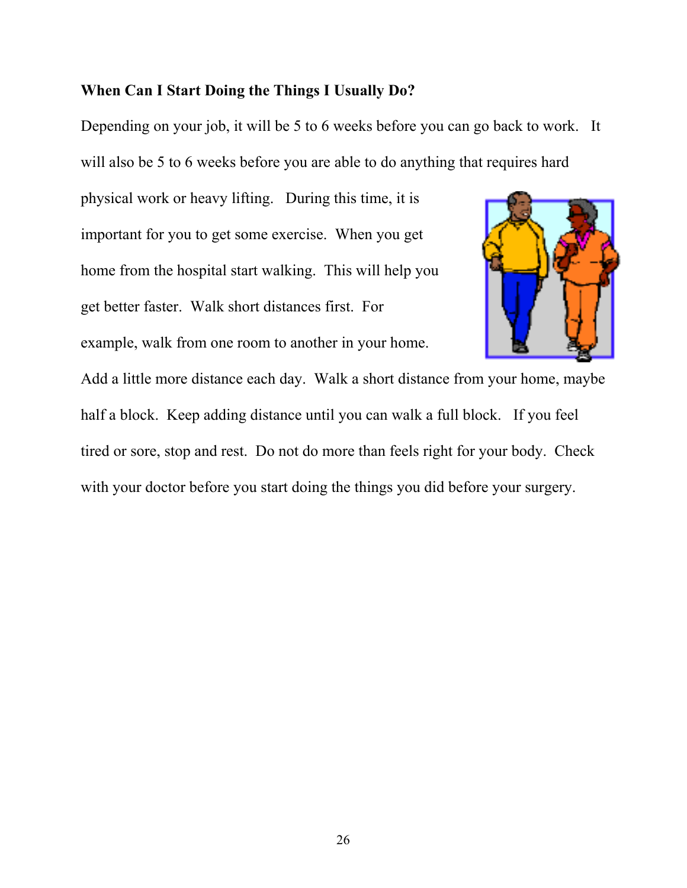**When Can I Start Doing the Things I Usually Do?**

Depending on your job, it will be 5 to 6 weeks before you can go back to work. It will also be 5 to 6 weeks before you are able to do anything that requires hard physical work or heavy lifting. During this time, it is important for you to get some exercise. When you get home from the hospital start walking. This will help you get better faster. Walk short distances first. For example, walk from one room to another in your home. Add a little more distance each day. Walk a short distance from your home, maybe half a block. Keep adding distance until you can walk a full block. If you feel tired or sore, stop and rest. Do not do more than feels right for your body. Check with your doctor before you start doing the things you did before your surgery.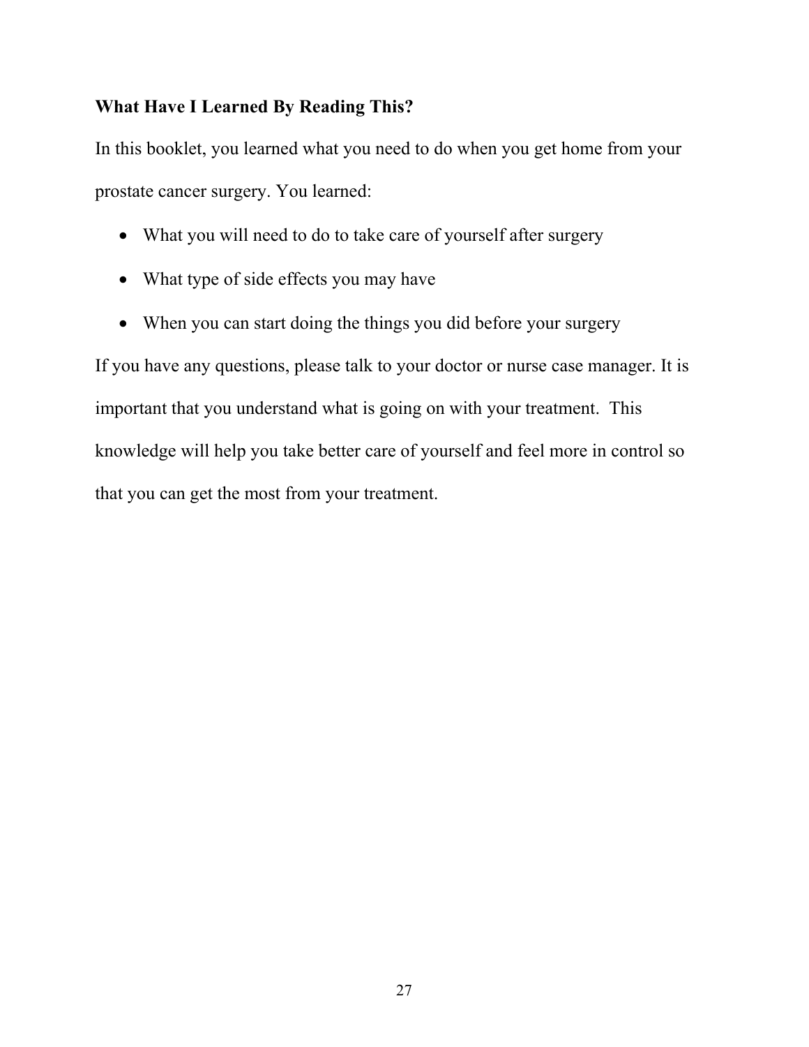## What Have I Learned By Reading This?

In this booklet, you learned what you need to do when you get home from your prostate cancer surgery. You learned:

- What you will need to do to take care of yourself after surgery
- What type of side effects you may have
- When you can start doing the things you did before your surgery

If you have any questions, please talk to your doctor or nurse case manager. It is important that you understand what is going on with your treatment. This knowledge will help you take better care of yourself and feel more in control so that you can get the most from your treatment.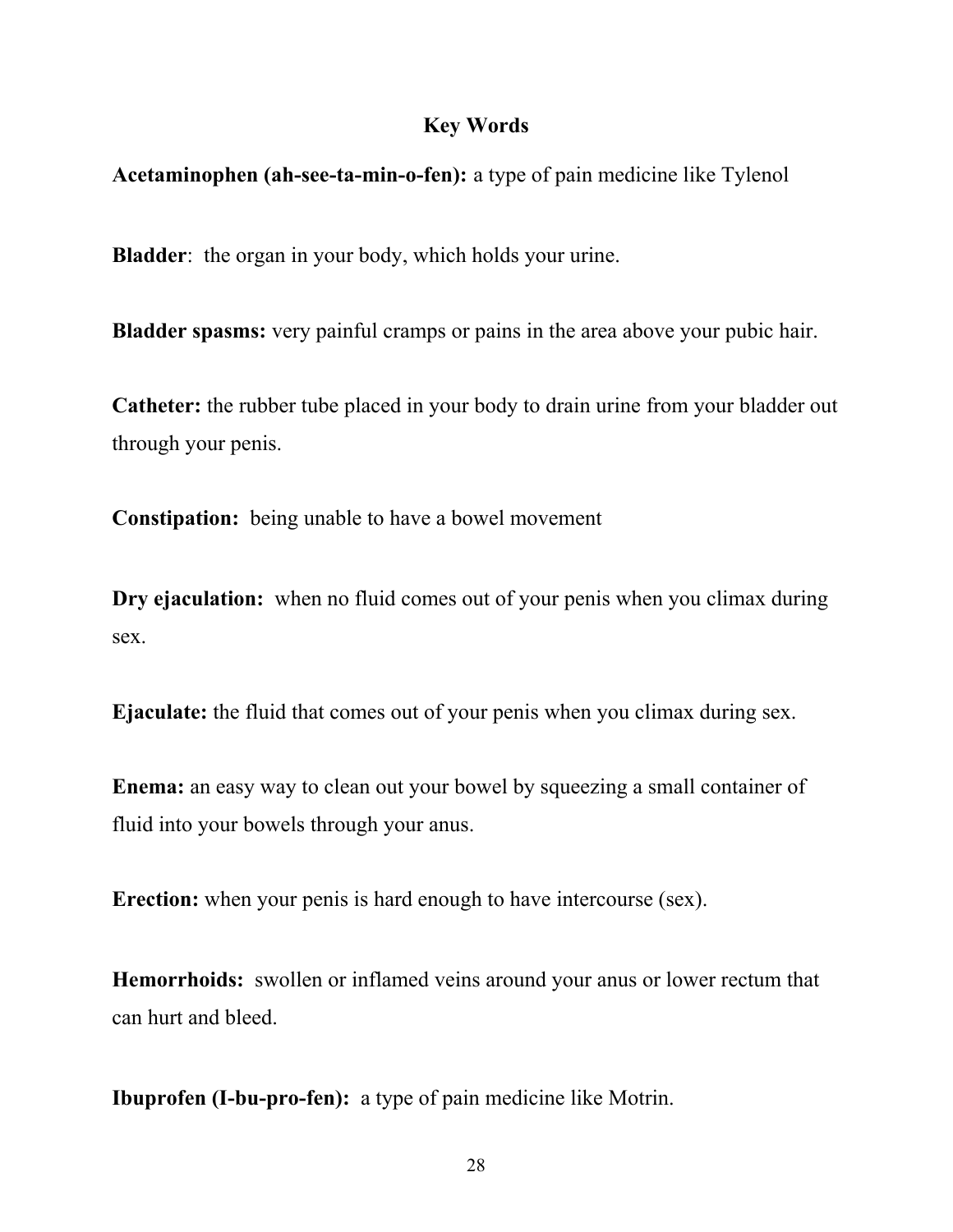## Key Words

**Acetaminophen (ah-see-ta-min-o-fen):** a type of pain medicine like Tylenol

**Bladder**: the organ in your body, which holds your urine.

**Bladder spasms:** very painful cramps or pains in the area above your pubic hair.

**Catheter:** the rubber tube placed in your body to drain urine from your bladder out through your penis.

**Constipation:** being unable to have a bowel movement

**Dry ejaculation:** when no fluid comes out of your penis when you climax during sex.

**Ejaculate:** the fluid that comes out of your penis when you climax during sex.

**Enema:** an easy way to clean out your bowel by squeezing a small container of fluid into your bowels through your anus.

**Erection:** when your penis is hard enough to have intercourse (sex).

**Hemorrhoids:** swollen or inflamed veins around your anus or lower rectum that can hurt and bleed.

**Ibuprofen (I-bu-pro-fen):** a type of pain medicine like Motrin.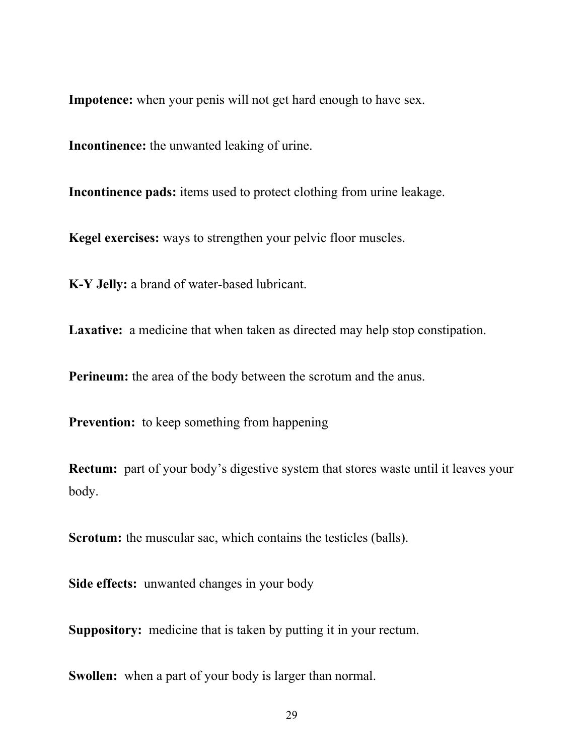**Impotence:** when your penis will not get hard enough to have sex.

**Incontinence:** the unwanted leaking of urine.

**Incontinence pads:** items used to protect clothing from urine leakage.

**Kegel exercises:** ways to strengthen your pelvic floor muscles.

**K-Y Jelly:** a brand of water-based lubricant.

**Laxative:** a medicine that when taken as directed may help stop constipation.

**Perineum:** the area of the body between the scrotum and the anus.

**Prevention:** to keep something from happening

**Rectum:** part of your body's digestive system that stores waste until it leaves your body.

**Scrotum:** the muscular sac, which contains the testicles (balls).

**Side effects:** unwanted changes in your body

**Suppository:** medicine that is taken by putting it in your rectum.

**Swollen:** when a part of your body is larger than normal.